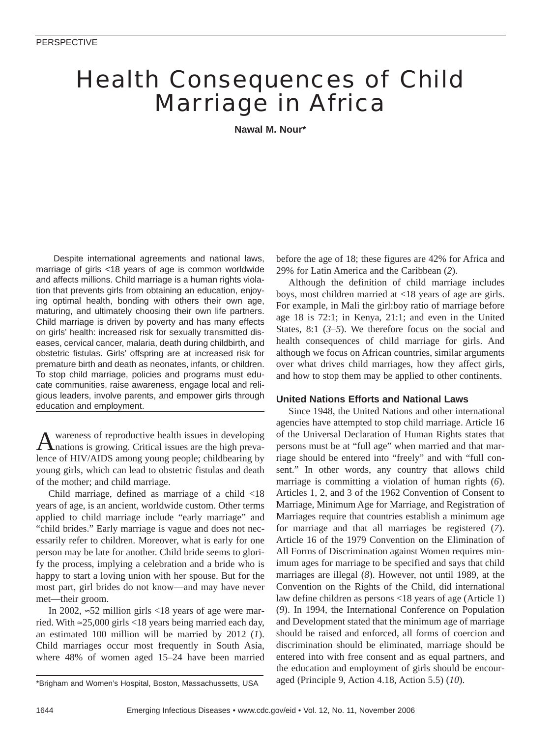PERSPECTIVE

# Health Consequences of Child Marriage in Africa

**Nawal M. Nour***

Despite international agreements and national laws, marriage of girls <18 years of age is common worldwide and affects millions. Child marriage is a human rights violation that prevents girls from obtaining an education, enjoying optimal health, bonding with others their own age, maturing, and ultimately choosing their own life partners. Child marriage is driven by poverty and has many effects on girls' health: increased risk for sexually transmitted diseases, cervical cancer, malaria, death during childbirth, and obstetric fistulas. Girls' offspring are at increased risk for premature birth and death as neonates, infants, or children. To stop child marriage, policies and programs must educate communities, raise awareness, engage local and religious leaders, involve parents, and empower girls through education and employment.

Awareness of reproductive health issues in developing nations is growing. Critical issues are the high prevalence of HIV/AIDS among young people; childbearing by young girls, which can lead to obstetric fistulas and death of the mother; and child marriage.

Child marriage, defined as marriage of a child <18 years of age, is an ancient, worldwide custom. Other terms applied to child marriage include "early marriage" and "child brides." Early marriage is vague and does not necessarily refer to children. Moreover, what is early for one person may be late for another. Child bride seems to glorify the process, implying a celebration and a bride who is happy to start a loving union with her spouse. But for the most part, girl brides do not know—and may have never met—their groom.

In 2002, ≈52 million girls <18 years of age were married. With ≈25,000 girls <18 years being married each day, an estimated 100 million will be married by 2012 (*1*). Child marriages occur most frequently in South Asia, where 48% of women aged 15–24 have been married before the age of 18; these figures are 42% for Africa and 29% for Latin America and the Caribbean (*2*).

Although the definition of child marriage includes boys, most children married at <18 years of age are girls. For example, in Mali the girl:boy ratio of marriage before age 18 is 72:1; in Kenya, 21:1; and even in the United States, 8:1 (*3–5*). We therefore focus on the social and health consequences of child marriage for girls. And although we focus on African countries, similar arguments over what drives child marriages, how they affect girls, and how to stop them may be applied to other continents.

## United Nations Efforts and National Laws

Since 1948, the United Nations and other international agencies have attempted to stop child marriage. Article 16 of the Universal Declaration of Human Rights states that persons must be at "full age" when married and that marriage should be entered into "freely" and with "full consent." In other words, any country that allows child marriage is committing a violation of human rights (*6*). Articles 1, 2, and 3 of the 1962 Convention of Consent to Marriage, Minimum Age for Marriage, and Registration of Marriages require that countries establish a minimum age for marriage and that all marriages be registered (*7*). Article 16 of the 1979 Convention on the Elimination of All Forms of Discrimination against Women requires minimum ages for marriage to be specified and says that child marriages are illegal (*8*). However, not until 1989, at the Convention on the Rights of the Child, did international law define children as persons <18 years of age (Article 1) (*9*). In 1994, the International Conference on Population and Development stated that the minimum age of marriage should be raised and enforced, all forms of coercion and discrimination should be eliminated, marriage should be entered into with free consent and as equal partners, and the education and employment of girls should be encouraged (Principle 9, Action 4.18, Action 5.5) (*10*).

*Brigham and Women's Hospital, Boston, Massachussetts, USA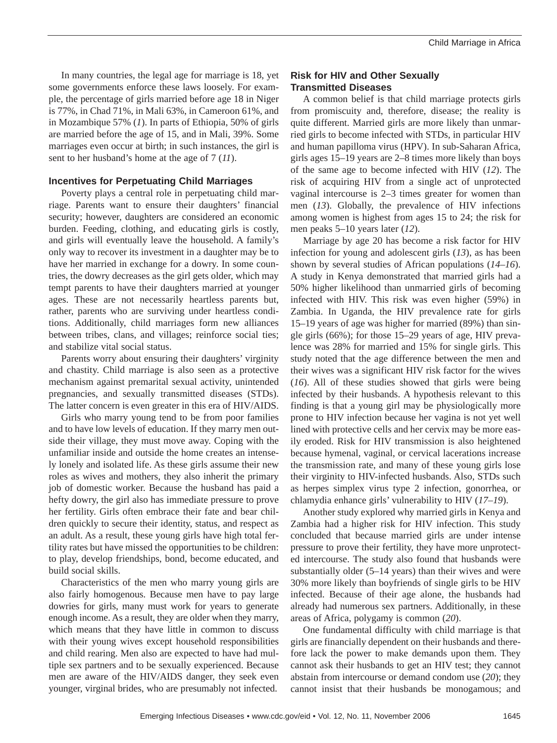In many countries, the legal age for marriage is 18, yet some governments enforce these laws loosely. For example, the percentage of girls married before age 18 in Niger is 77%, in Chad 71%, in Mali 63%, in Cameroon 61%, and in Mozambique 57% (*1*). In parts of Ethiopia, 50% of girls are married before the age of 15, and in Mali, 39%. Some marriages even occur at birth; in such instances, the girl is sent to her husband's home at the age of 7 (*11*).

### Incentives for Perpetuating Child Marriages

Poverty plays a central role in perpetuating child marriage. Parents want to ensure their daughters' financial security; however, daughters are considered an economic burden. Feeding, clothing, and educating girls is costly, and girls will eventually leave the household. A family's only way to recover its investment in a daughter may be to have her married in exchange for a dowry. In some countries, the dowry decreases as the girl gets older, which may tempt parents to have their daughters married at younger ages. These are not necessarily heartless parents but, rather, parents who are surviving under heartless conditions. Additionally, child marriages form new alliances between tribes, clans, and villages; reinforce social ties; and stabilize vital social status.

Parents worry about ensuring their daughters' virginity and chastity. Child marriage is also seen as a protective mechanism against premarital sexual activity, unintended pregnancies, and sexually transmitted diseases (STDs). The latter concern is even greater in this era of HIV/AIDS.

Girls who marry young tend to be from poor families and to have low levels of education. If they marry men outside their village, they must move away. Coping with the unfamiliar inside and outside the home creates an intensely lonely and isolated life. As these girls assume their new roles as wives and mothers, they also inherit the primary job of domestic worker. Because the husband has paid a hefty dowry, the girl also has immediate pressure to prove her fertility. Girls often embrace their fate and bear children quickly to secure their identity, status, and respect as an adult. As a result, these young girls have high total fertility rates but have missed the opportunities to be children: to play, develop friendships, bond, become educated, and build social skills.

Characteristics of the men who marry young girls are also fairly homogenous. Because men have to pay large dowries for girls, many must work for years to generate enough income. As a result, they are older when they marry, which means that they have little in common to discuss with their young wives except household responsibilities and child rearing. Men also are expected to have had multiple sex partners and to be sexually experienced. Because men are aware of the HIV/AIDS danger, they seek even younger, virginal brides, who are presumably not infected.

### Risk for HIV and Other Sexually Transmitted Diseases

A common belief is that child marriage protects girls from promiscuity and, therefore, disease; the reality is quite different. Married girls are more likely than unmarried girls to become infected with STDs, in particular HIV and human papilloma virus (HPV). In sub-Saharan Africa, girls ages 15–19 years are 2–8 times more likely than boys of the same age to become infected with HIV (*12*). The risk of acquiring HIV from a single act of unprotected vaginal intercourse is 2–3 times greater for women than men (*13*). Globally, the prevalence of HIV infections among women is highest from ages 15 to 24; the risk for men peaks 5–10 years later (*12*).

Marriage by age 20 has become a risk factor for HIV infection for young and adolescent girls (*13*), as has been shown by several studies of African populations (*14–16*). A study in Kenya demonstrated that married girls had a 50% higher likelihood than unmarried girls of becoming infected with HIV. This risk was even higher (59%) in Zambia. In Uganda, the HIV prevalence rate for girls 15–19 years of age was higher for married (89%) than single girls (66%); for those 15–29 years of age, HIV prevalence was 28% for married and 15% for single girls. This study noted that the age difference between the men and their wives was a significant HIV risk factor for the wives (*16*). All of these studies showed that girls were being infected by their husbands. A hypothesis relevant to this finding is that a young girl may be physiologically more prone to HIV infection because her vagina is not yet well lined with protective cells and her cervix may be more easily eroded. Risk for HIV transmission is also heightened because hymenal, vaginal, or cervical lacerations increase the transmission rate, and many of these young girls lose their virginity to HIV-infected husbands. Also, STDs such as herpes simplex virus type 2 infection, gonorrhea, or chlamydia enhance girls' vulnerability to HIV (*17–19*).

Another study explored why married girls in Kenya and Zambia had a higher risk for HIV infection. This study concluded that because married girls are under intense pressure to prove their fertility, they have more unprotected intercourse. The study also found that husbands were substantially older (5–14 years) than their wives and were 30% more likely than boyfriends of single girls to be HIV infected. Because of their age alone, the husbands had already had numerous sex partners. Additionally, in these areas of Africa, polygamy is common (*20*).

One fundamental difficulty with child marriage is that girls are financially dependent on their husbands and therefore lack the power to make demands upon them. They cannot ask their husbands to get an HIV test; they cannot abstain from intercourse or demand condom use (*20*); they cannot insist that their husbands be monogamous; and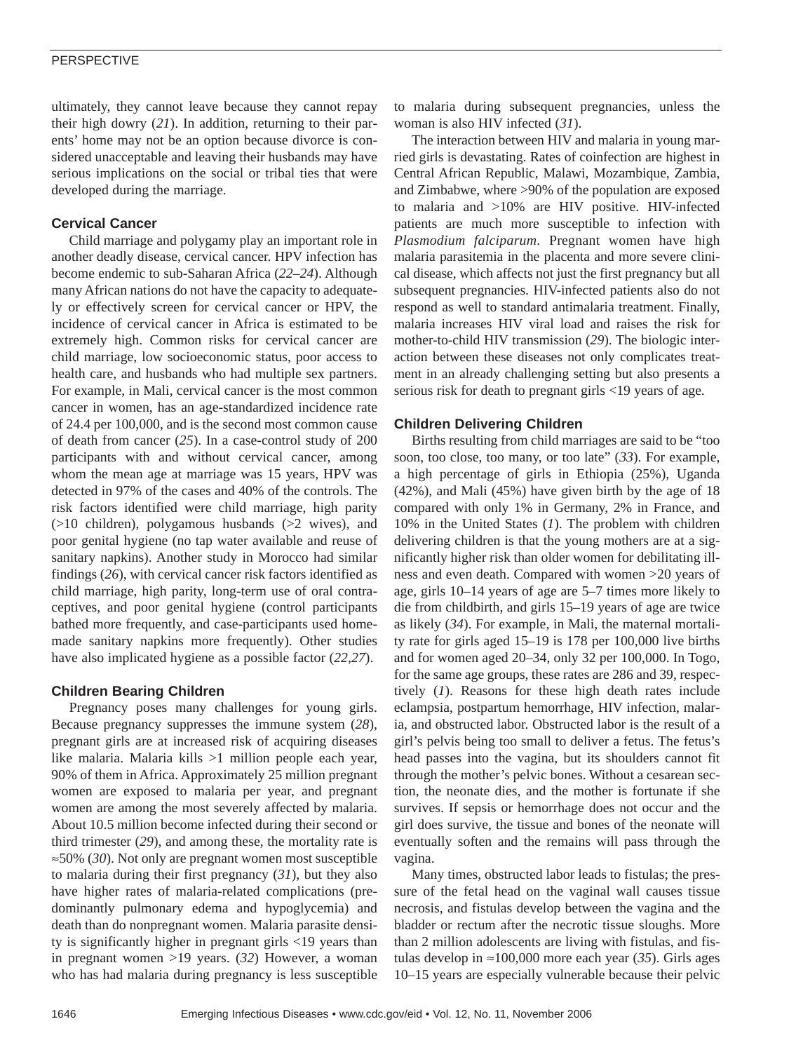ultimately, they cannot leave because they cannot repay their high dowry (*21*). In addition, returning to their parents' home may not be an option because divorce is considered unacceptable and leaving their husbands may have serious implications on the social or tribal ties that were developed during the marriage.

## Cervical Cancer

Child marriage and polygamy play an important role in another deadly disease, cervical cancer. HPV infection has become endemic to sub-Saharan Africa (*22*–*24*). Although many African nations do not have the capacity to adequately or effectively screen for cervical cancer or HPV, the incidence of cervical cancer in Africa is estimated to be extremely high. Common risks for cervical cancer are child marriage, low socioeconomic status, poor access to health care, and husbands who had multiple sex partners. For example, in Mali, cervical cancer is the most common cancer in women, has an age-standardized incidence rate of 24.4 per 100,000, and is the second most common cause of death from cancer (*25*). In a case-control study of 200 participants with and without cervical cancer, among whom the mean age at marriage was 15 years, HPV was detected in 97% of the cases and 40% of the controls. The risk factors identified were child marriage, high parity (>10 children), polygamous husbands (>2 wives), and poor genital hygiene (no tap water available and reuse of sanitary napkins). Another study in Morocco had similar findings (*26*), with cervical cancer risk factors identified as child marriage, high parity, long-term use of oral contraceptives, and poor genital hygiene (control participants bathed more frequently, and case-participants used homemade sanitary napkins more frequently). Other studies have also implicated hygiene as a possible factor (*22*,*27*).

## Children Bearing Children

Pregnancy poses many challenges for young girls. Because pregnancy suppresses the immune system (*28*), pregnant girls are at increased risk of acquiring diseases like malaria. Malaria kills >1 million people each year, 90% of them in Africa. Approximately 25 million pregnant women are exposed to malaria per year, and pregnant women are among the most severely affected by malaria. About 10.5 million become infected during their second or third trimester (*29*), and among these, the mortality rate is ≈50% (*30*). Not only are pregnant women most susceptible to malaria during their first pregnancy (*31*), but they also have higher rates of malaria-related complications (predominantly pulmonary edema and hypoglycemia) and death than do nonpregnant women. Malaria parasite density is significantly higher in pregnant girls <19 years than in pregnant women >19 years. (*32*) However, a woman who has had malaria during pregnancy is less susceptible to malaria during subsequent pregnancies, unless the woman is also HIV infected (*31*).

The interaction between HIV and malaria in young married girls is devastating. Rates of coinfection are highest in Central African Republic, Malawi, Mozambique, Zambia, and Zimbabwe, where >90% of the population are exposed to malaria and >10% are HIV positive. HIV-infected patients are much more susceptible to infection with *Plasmodium falciparum*. Pregnant women have high malaria parasitemia in the placenta and more severe clinical disease, which affects not just the first pregnancy but all subsequent pregnancies. HIV-infected patients also do not respond as well to standard antimalaria treatment. Finally, malaria increases HIV viral load and raises the risk for mother-to-child HIV transmission (*29*). The biologic interaction between these diseases not only complicates treatment in an already challenging setting but also presents a serious risk for death to pregnant girls <19 years of age.

## Children Delivering Children

Births resulting from child marriages are said to be "too soon, too close, too many, or too late" (*33*). For example, a high percentage of girls in Ethiopia (25%), Uganda (42%), and Mali (45%) have given birth by the age of 18 compared with only 1% in Germany, 2% in France, and 10% in the United States (*1*). The problem with children delivering children is that the young mothers are at a significantly higher risk than older women for debilitating illness and even death. Compared with women >20 years of age, girls 10–14 years of age are 5–7 times more likely to die from childbirth, and girls 15–19 years of age are twice as likely (*34*). For example, in Mali, the maternal mortality rate for girls aged 15–19 is 178 per 100,000 live births and for women aged 20–34, only 32 per 100,000. In Togo, for the same age groups, these rates are 286 and 39, respectively (*1*). Reasons for these high death rates include eclampsia, postpartum hemorrhage, HIV infection, malaria, and obstructed labor. Obstructed labor is the result of a girl's pelvis being too small to deliver a fetus. The fetus's head passes into the vagina, but its shoulders cannot fit through the mother's pelvic bones. Without a cesarean section, the neonate dies, and the mother is fortunate if she survives. If sepsis or hemorrhage does not occur and the girl does survive, the tissue and bones of the neonate will eventually soften and the remains will pass through the vagina.

Many times, obstructed labor leads to fistulas; the pressure of the fetal head on the vaginal wall causes tissue necrosis, and fistulas develop between the vagina and the bladder or rectum after the necrotic tissue sloughs. More than 2 million adolescents are living with fistulas, and fistulas develop in ≈100,000 more each year (*35*). Girls ages 10–15 years are especially vulnerable because their pelvic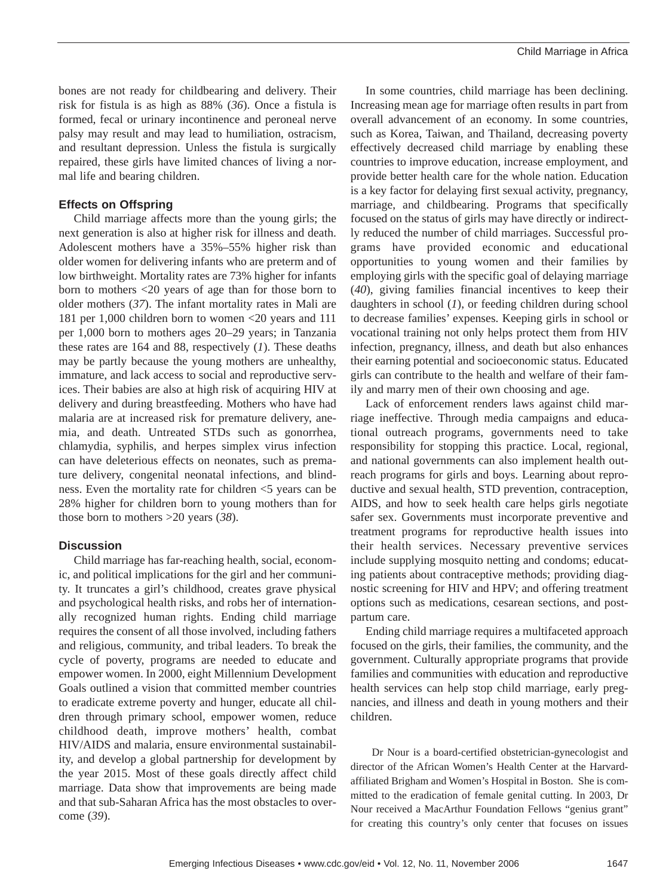bones are not ready for childbearing and delivery. Their risk for fistula is as high as 88% (*36*). Once a fistula is formed, fecal or urinary incontinence and peroneal nerve palsy may result and may lead to humiliation, ostracism, and resultant depression. Unless the fistula is surgically repaired, these girls have limited chances of living a normal life and bearing children.

## Effects on Offspring

Child marriage affects more than the young girls; the next generation is also at higher risk for illness and death. Adolescent mothers have a 35%–55% higher risk than older women for delivering infants who are preterm and of low birthweight. Mortality rates are 73% higher for infants born to mothers <20 years of age than for those born to older mothers (*37*). The infant mortality rates in Mali are 181 per 1,000 children born to women <20 years and 111 per 1,000 born to mothers ages 20–29 years; in Tanzania these rates are 164 and 88, respectively (*1*). These deaths may be partly because the young mothers are unhealthy, immature, and lack access to social and reproductive services. Their babies are also at high risk of acquiring HIV at delivery and during breastfeeding. Mothers who have had malaria are at increased risk for premature delivery, anemia, and death. Untreated STDs such as gonorrhea, chlamydia, syphilis, and herpes simplex virus infection can have deleterious effects on neonates, such as premature delivery, congenital neonatal infections, and blindness. Even the mortality rate for children <5 years can be 28% higher for children born to young mothers than for those born to mothers >20 years (*38*).

## Discussion

Child marriage has far-reaching health, social, economic, and political implications for the girl and her community. It truncates a girl's childhood, creates grave physical and psychological health risks, and robs her of internationally recognized human rights. Ending child marriage requires the consent of all those involved, including fathers and religious, community, and tribal leaders. To break the cycle of poverty, programs are needed to educate and empower women. In 2000, eight Millennium Development Goals outlined a vision that committed member countries to eradicate extreme poverty and hunger, educate all children through primary school, empower women, reduce childhood death, improve mothers' health, combat HIV/AIDS and malaria, ensure environmental sustainability, and develop a global partnership for development by the year 2015. Most of these goals directly affect child marriage. Data show that improvements are being made and that sub-Saharan Africa has the most obstacles to overcome (*39*).

In some countries, child marriage has been declining. Increasing mean age for marriage often results in part from overall advancement of an economy. In some countries, such as Korea, Taiwan, and Thailand, decreasing poverty effectively decreased child marriage by enabling these countries to improve education, increase employment, and provide better health care for the whole nation. Education is a key factor for delaying first sexual activity, pregnancy, marriage, and childbearing. Programs that specifically focused on the status of girls may have directly or indirectly reduced the number of child marriages. Successful programs have provided economic and educational opportunities to young women and their families by employing girls with the specific goal of delaying marriage (*40*), giving families financial incentives to keep their daughters in school (*1*), or feeding children during school to decrease families' expenses. Keeping girls in school or vocational training not only helps protect them from HIV infection, pregnancy, illness, and death but also enhances their earning potential and socioeconomic status. Educated girls can contribute to the health and welfare of their family and marry men of their own choosing and age.

Lack of enforcement renders laws against child marriage ineffective. Through media campaigns and educational outreach programs, governments need to take responsibility for stopping this practice. Local, regional, and national governments can also implement health outreach programs for girls and boys. Learning about reproductive and sexual health, STD prevention, contraception, AIDS, and how to seek health care helps girls negotiate safer sex. Governments must incorporate preventive and treatment programs for reproductive health issues into their health services. Necessary preventive services include supplying mosquito netting and condoms; educating patients about contraceptive methods; providing diagnostic screening for HIV and HPV; and offering treatment options such as medications, cesarean sections, and postpartum care.

Ending child marriage requires a multifaceted approach focused on the girls, their families, the community, and the government. Culturally appropriate programs that provide families and communities with education and reproductive health services can help stop child marriage, early pregnancies, and illness and death in young mothers and their children.

Dr Nour is a board-certified obstetrician-gynecologist and director of the African Women's Health Center at the Harvard-affiliated Brigham and Women's Hospital in Boston. She is committed to the eradication of female genital cutting. In 2003, Dr Nour received a MacArthur Foundation Fellows "genius grant" for creating this country's only center that focuses on issues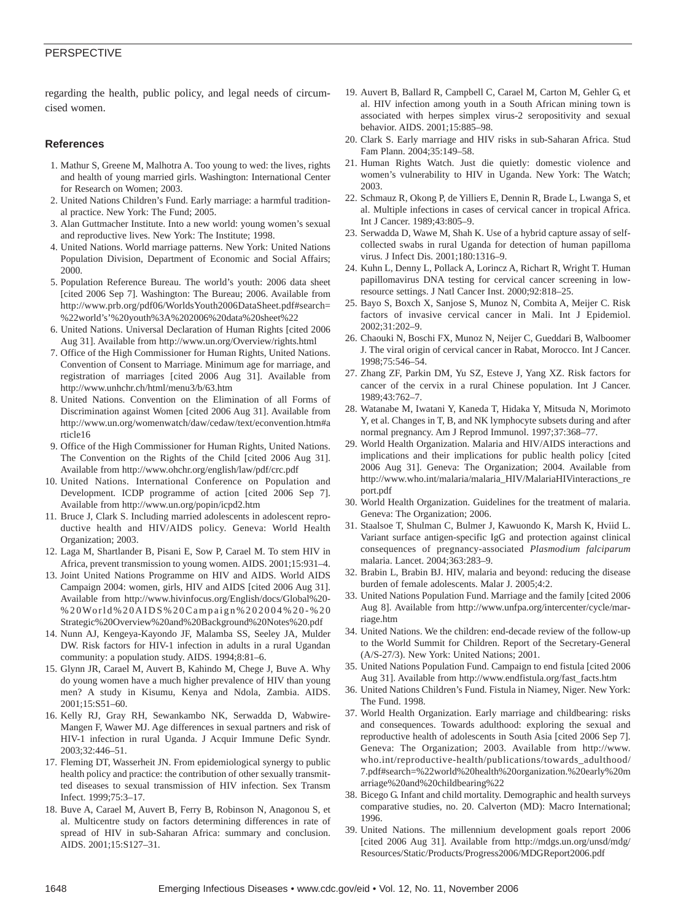regarding the health, public policy, and legal needs of circumcised women.

## References

1. Mathur S, Greene M, Malhotra A. Too young to wed: the lives, rights and health of young married girls. Washington: International Center for Research on Women; 2003.
2. United Nations Children's Fund. Early marriage: a harmful traditional practice. New York: The Fund; 2005.
3. Alan Guttmacher Institute. Into a new world: young women's sexual and reproductive lives. New York: The Institute; 1998.
4. United Nations. World marriage patterns. New York: United Nations Population Division, Department of Economic and Social Affairs; 2000.
5. Population Reference Bureau. The world's youth: 2006 data sheet [cited 2006 Sep 7]. Washington: The Bureau; 2006. Available from http://www.prb.org/pdf06/WorldsYouth2006DataSheet.pdf#search=%22world's'%20youth%3A%202006%20data%20sheet%22
6. United Nations. Universal Declaration of Human Rights [cited 2006 Aug 31]. Available from http://www.un.org/Overview/rights.html
7. Office of the High Commissioner for Human Rights, United Nations. Convention of Consent to Marriage. Minimum age for marriage, and registration of marriages [cited 2006 Aug 31]. Available from http://www.unhchr.ch/html/menu3/b/63.htm
8. United Nations. Convention on the Elimination of all Forms of Discrimination against Women [cited 2006 Aug 31]. Available from http://www.un.org/womenwatch/daw/cedaw/text/econvention.htm#article16
9. Office of the High Commissioner for Human Rights, United Nations. The Convention on the Rights of the Child [cited 2006 Aug 31]. Available from http://www.ohchr.org/english/law/pdf/crc.pdf
10. United Nations. International Conference on Population and Development. ICDP programme of action [cited 2006 Sep 7]. Available from http://www.un.org/popin/icpd2.htm
11. Bruce J, Clark S. Including married adolescents in adolescent reproductive health and HIV/AIDS policy. Geneva: World Health Organization; 2003.
12. Laga M, Shartlander B, Pisani E, Sow P, Carael M. To stem HIV in Africa, prevent transmission to young women. AIDS. 2001;15:931–4.
13. Joint United Nations Programme on HIV and AIDS. World AIDS Campaign 2004: women, girls, HIV and AIDS [cited 2006 Aug 31]. Available from http://www.hivinfocus.org/English/docs/Global%20-%20World%20AIDS%20Campaign%202004%20-%20Strategic%20Overview%20and%20Background%20Notes%20.pdf
14. Nunn AJ, Kengeya-Kayondo JF, Malamba SS, Seeley JA, Mulder DW. Risk factors for HIV-1 infection in adults in a rural Ugandan community: a population study. AIDS. 1994;8:81–6.
15. Glynn JR, Carael M, Auvert B, Kahindo M, Chege J, Buve A. Why do young women have a much higher prevalence of HIV than young men? A study in Kisumu, Kenya and Ndola, Zambia. AIDS. 2001;15:S51–60.
16. Kelly RJ, Gray RH, Sewankambo NK, Serwadda D, Wabwire-Mangen F, Wawer MJ. Age differences in sexual partners and risk of HIV-1 infection in rural Uganda. J Acquir Immune Defic Syndr. 2003;32:446–51.
17. Fleming DT, Wasserheit JN. From epidemiological synergy to public health policy and practice: the contribution of other sexually transmitted diseases to sexual transmission of HIV infection. Sex Transm Infect. 1999;75:3–17.
18. Buve A, Carael M, Auvert B, Ferry B, Robinson N, Anagonou S, et al. Multicentre study on factors determining differences in rate of spread of HIV in sub-Saharan Africa: summary and conclusion. AIDS. 2001;15:S127–31.
19. Auvert B, Ballard R, Campbell C, Carael M, Carton M, Gehler G, et al. HIV infection among youth in a South African mining town is associated with herpes simplex virus-2 seropositivity and sexual behavior. AIDS. 2001;15:885–98.
20. Clark S. Early marriage and HIV risks in sub-Saharan Africa. Stud Fam Plann. 2004;35:149–58.
21. Human Rights Watch. Just die quietly: domestic violence and women's vulnerability to HIV in Uganda. New York: The Watch; 2003.
22. Schmauz R, Okong P, de Yilliers E, Dennin R, Brade L, Lwanga S, et al. Multiple infections in cases of cervical cancer in tropical Africa. Int J Cancer. 1989;43:805–9.
23. Serwadda D, Wawe M, Shah K. Use of a hybrid capture assay of self-collected swabs in rural Uganda for detection of human papilloma virus. J Infect Dis. 2001;180:1316–9.
24. Kuhn L, Denny L, Pollack A, Lorincz A, Richart R, Wright T. Human papillomavirus DNA testing for cervical cancer screening in low-resource settings. J Natl Cancer Inst. 2000;92:818–25.
25. Bayo S, Boxch X, Sanjose S, Munoz N, Combita A, Meijer C. Risk factors of invasive cervical cancer in Mali. Int J Epidemiol. 2002;31:202–9.
26. Chaouki N, Boschi FX, Munoz N, Neijer C, Gueddari B, Walboomer J. The viral origin of cervical cancer in Rabat, Morocco. Int J Cancer. 1998;75:546–54.
27. Zhang ZF, Parkin DM, Yu SZ, Esteve J, Yang XZ. Risk factors for cancer of the cervix in a rural Chinese population. Int J Cancer. 1989;43:762–7.
28. Watanabe M, Iwatani Y, Kaneda T, Hidaka Y, Mitsuda N, Morimoto Y, et al. Changes in T, B, and NK lymphocyte subsets during and after normal pregnancy. Am J Reprod Immunol. 1997;37:368–77.
29. World Health Organization. Malaria and HIV/AIDS interactions and implications and their implications for public health policy [cited 2006 Aug 31]. Geneva: The Organization; 2004. Available from http://www.who.int/malaria/malaria_HIV/MalariaHIVinteractions_report.pdf
30. World Health Organization. Guidelines for the treatment of malaria. Geneva: The Organization; 2006.
31. Staalsoe T, Shulman C, Bulmer J, Kawuondo K, Marsh K, Hviid L. Variant surface antigen-specific IgG and protection against clinical consequences of pregnancy-associated *Plasmodium falciparum* malaria. Lancet. 2004;363:283–9.
32. Brabin L, Brabin BJ. HIV, malaria and beyond: reducing the disease burden of female adolescents. Malar J. 2005;4:2.
33. United Nations Population Fund. Marriage and the family [cited 2006 Aug 8]. Available from http://www.unfpa.org/intercenter/cycle/marriage.htm
34. United Nations. We the children: end-decade review of the follow-up to the World Summit for Children. Report of the Secretary-General (A/S-27/3). New York: United Nations; 2001.
35. United Nations Population Fund. Campaign to end fistula [cited 2006 Aug 31]. Available from http://www.endfistula.org/fast_facts.htm
36. United Nations Children's Fund. Fistula in Niamey, Niger. New York: The Fund. 1998.
37. World Health Organization. Early marriage and childbearing: risks and consequences. Towards adulthood: exploring the sexual and reproductive health of adolescents in South Asia [cited 2006 Sep 7]. Geneva: The Organization; 2003. Available from http://www.who.int/reproductive-health/publications/towards_adulthood/7.pdf#search=%22world%20health%20organization.%20early%20marriage%20and%20childbearing%22
38. Bicego G. Infant and child mortality. Demographic and health surveys comparative studies, no. 20. Calverton (MD): Macro International; 1996.
39. United Nations. The millennium development goals report 2006 [cited 2006 Aug 31]. Available from http://mdgs.un.org/unsd/mdg/Resources/Static/Products/Progress2006/MDGReport2006.pdf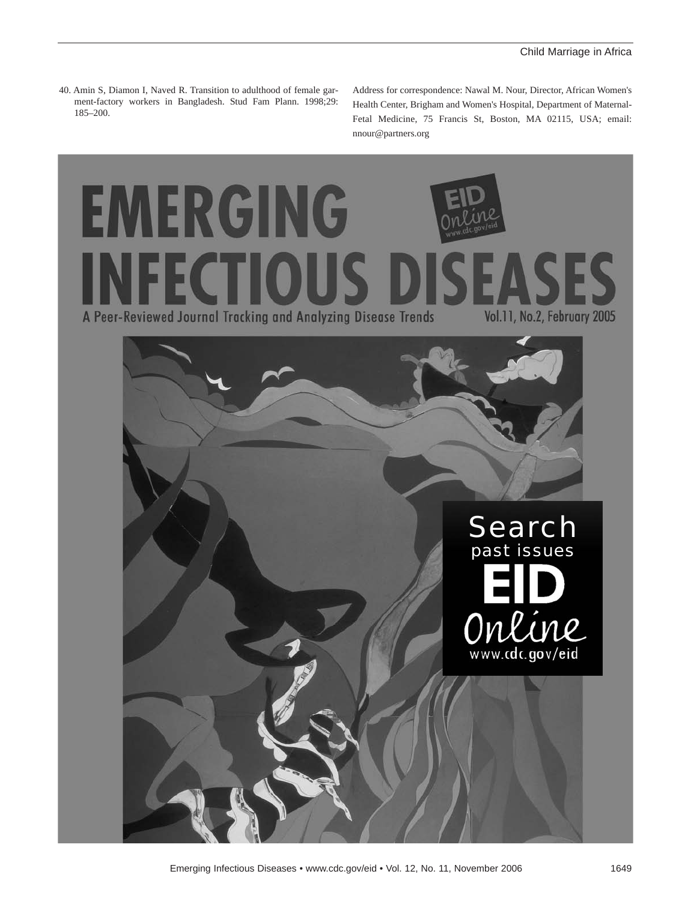40. Amin S, Diamon I, Naved R. Transition to adulthood of female garment-factory workers in Bangladesh. Stud Fam Plann. 1998;29:185–200.

Address for correspondence: Nawal M. Nour, Director, African Women's Health Center, Brigham and Women's Hospital, Department of Maternal-Fetal Medicine, 75 Francis St, Boston, MA 02115, USA; email: nnour@partners.org

EMERGING INFECTIOUS DISEASES

A Peer-Reviewed Journal Tracking and Analyzing Disease Trends Vol.11, No.2, February 2005

Search past issues

EID Online

www.cdc.gov/eid